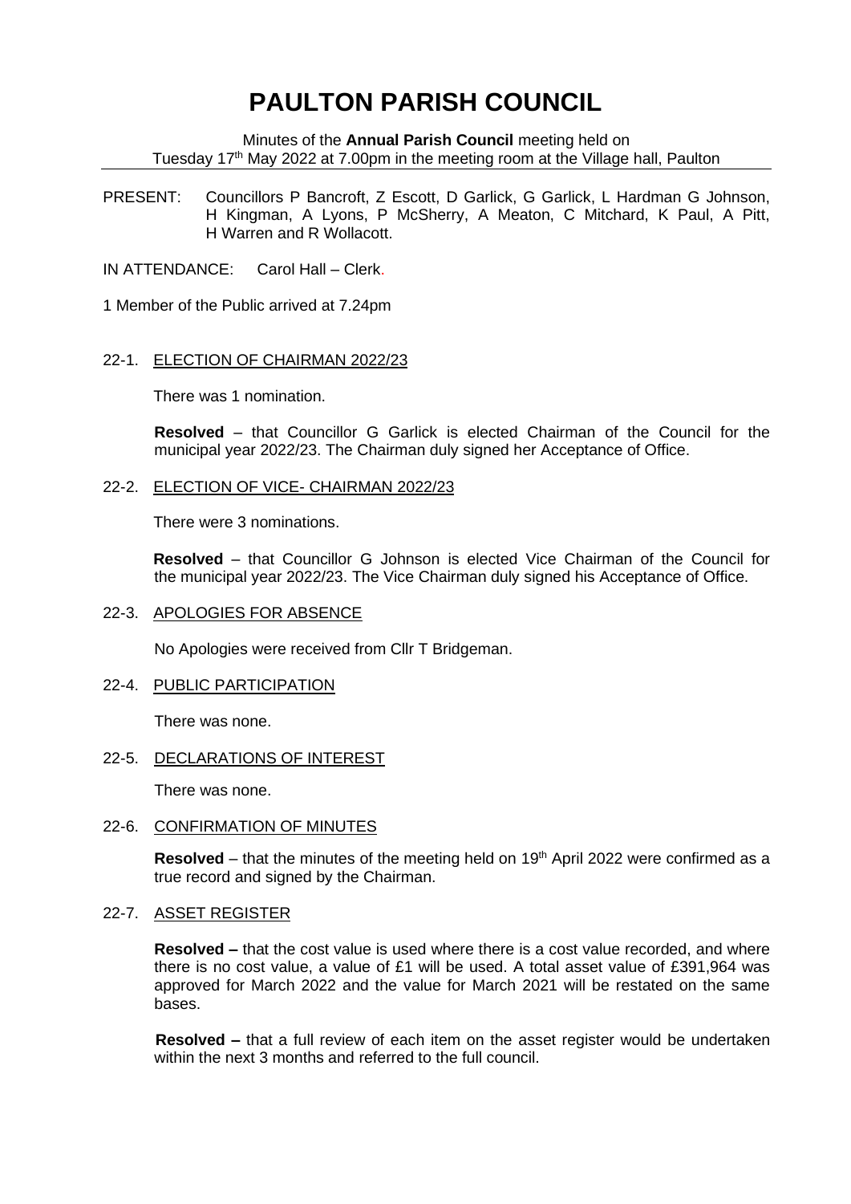# PAULTON PARISH COUNCIL

Minutes of the **Annual Parish Council** meeting held on
Tuesday 17th May 2022 at 7.00pm in the meeting room at the Village hall, Paulton

PRESENT: Councillors P Bancroft, Z Escott, D Garlick, G Garlick, L Hardman G Johnson, H Kingman, A Lyons, P McSherry, A Meaton, C Mitchard, K Paul, A Pitt, H Warren and R Wollacott.

IN ATTENDANCE: Carol Hall – Clerk.

1 Member of the Public arrived at 7.24pm

## 22-1. ELECTION OF CHAIRMAN 2022/23

There was 1 nomination.

**Resolved** – that Councillor G Garlick is elected Chairman of the Council for the municipal year 2022/23. The Chairman duly signed her Acceptance of Office.

## 22-2. ELECTION OF VICE- CHAIRMAN 2022/23

There were 3 nominations.

**Resolved** – that Councillor G Johnson is elected Vice Chairman of the Council for the municipal year 2022/23. The Vice Chairman duly signed his Acceptance of Office.

## 22-3. APOLOGIES FOR ABSENCE

No Apologies were received from Cllr T Bridgeman.

## 22-4. PUBLIC PARTICIPATION

There was none.

## 22-5. DECLARATIONS OF INTEREST

There was none.

## 22-6. CONFIRMATION OF MINUTES

**Resolved** – that the minutes of the meeting held on 19th April 2022 were confirmed as a true record and signed by the Chairman.

## 22-7. ASSET REGISTER

**Resolved –** that the cost value is used where there is a cost value recorded, and where there is no cost value, a value of £1 will be used. A total asset value of £391,964 was approved for March 2022 and the value for March 2021 will be restated on the same bases.

**Resolved –** that a full review of each item on the asset register would be undertaken within the next 3 months and referred to the full council.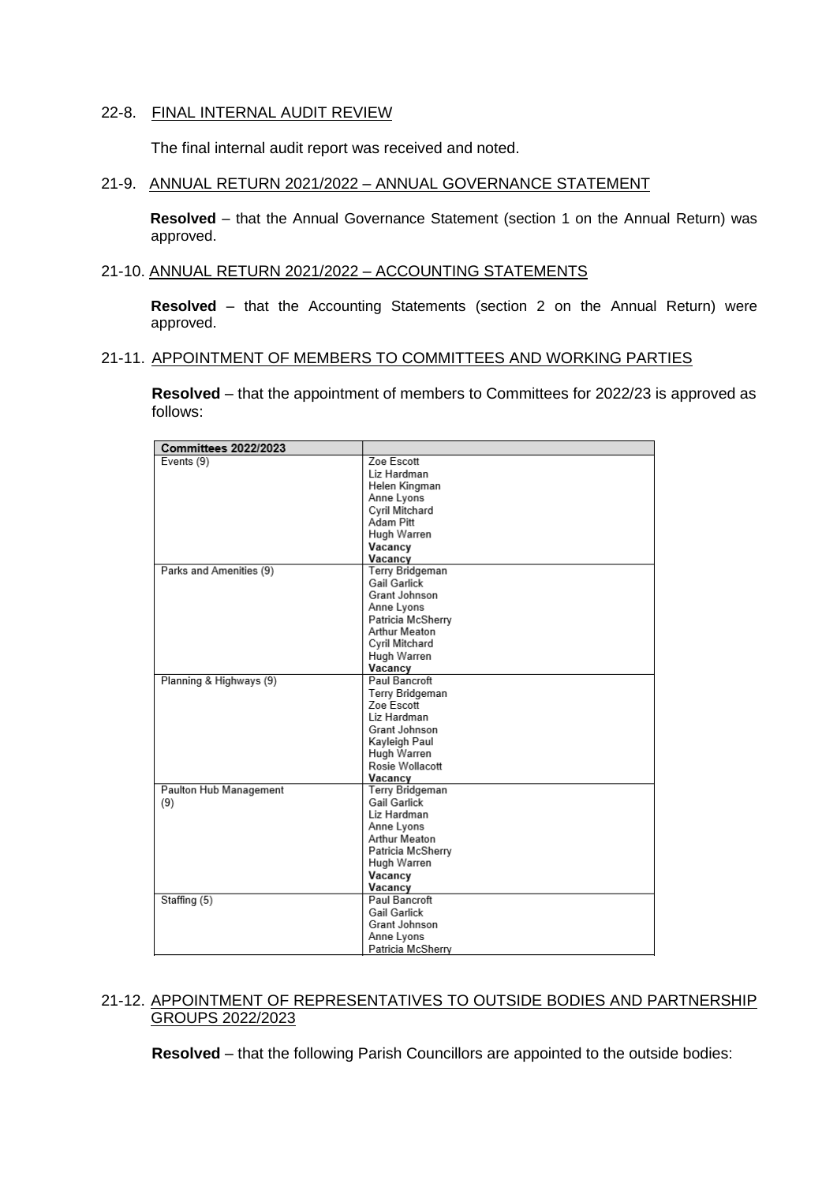22-8. FINAL INTERNAL AUDIT REVIEW

The final internal audit report was received and noted.

21-9. ANNUAL RETURN 2021/2022 – ANNUAL GOVERNANCE STATEMENT

**Resolved** – that the Annual Governance Statement (section 1 on the Annual Return) was approved.

21-10. ANNUAL RETURN 2021/2022 – ACCOUNTING STATEMENTS

**Resolved** – that the Accounting Statements (section 2 on the Annual Return) were approved.

21-11. APPOINTMENT OF MEMBERS TO COMMITTEES AND WORKING PARTIES

**Resolved** – that the appointment of members to Committees for 2022/23 is approved as follows:

| Committees 2022/2023 | |
|---|---|
| Events (9) | Zoe Escott<br>Liz Hardman<br>Helen Kingman<br>Anne Lyons<br>Cyril Mitchard<br>Adam Pitt<br>Hugh Warren<br>**Vacancy**<br>**Vacancy** |
| Parks and Amenities (9) | Terry Bridgeman<br>Gail Garlick<br>Grant Johnson<br>Anne Lyons<br>Patricia McSherry<br>Arthur Meaton<br>Cyril Mitchard<br>Hugh Warren<br>**Vacancy** |
| Planning & Highways (9) | Paul Bancroft<br>Terry Bridgeman<br>Zoe Escott<br>Liz Hardman<br>Grant Johnson<br>Kayleigh Paul<br>Hugh Warren<br>Rosie Wollacott<br>**Vacancy** |
| Paulton Hub Management (9) | Terry Bridgeman<br>Gail Garlick<br>Liz Hardman<br>Anne Lyons<br>Arthur Meaton<br>Patricia McSherry<br>Hugh Warren<br>**Vacancy**<br>**Vacancy** |
| Staffing (5) | Paul Bancroft<br>Gail Garlick<br>Grant Johnson<br>Anne Lyons<br>Patricia McSherry |

21-12. APPOINTMENT OF REPRESENTATIVES TO OUTSIDE BODIES AND PARTNERSHIP GROUPS 2022/2023

**Resolved** – that the following Parish Councillors are appointed to the outside bodies: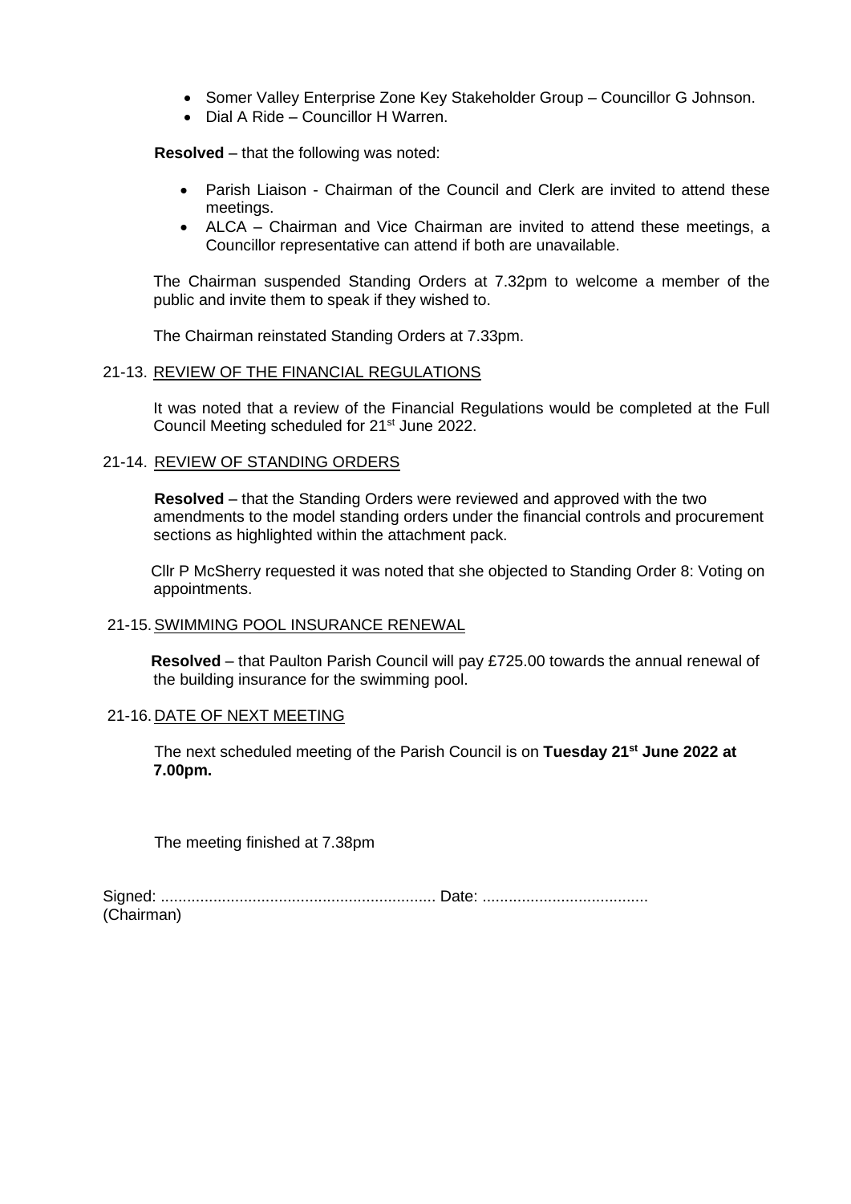- Somer Valley Enterprise Zone Key Stakeholder Group – Councillor G Johnson.
- Dial A Ride – Councillor H Warren.

**Resolved** – that the following was noted:

- Parish Liaison - Chairman of the Council and Clerk are invited to attend these meetings.
- ALCA – Chairman and Vice Chairman are invited to attend these meetings, a Councillor representative can attend if both are unavailable.

The Chairman suspended Standing Orders at 7.32pm to welcome a member of the public and invite them to speak if they wished to.

The Chairman reinstated Standing Orders at 7.33pm.

21-13. <u>REVIEW OF THE FINANCIAL REGULATIONS</u>

It was noted that a review of the Financial Regulations would be completed at the Full Council Meeting scheduled for 21st June 2022.

21-14. <u>REVIEW OF STANDING ORDERS</u>

**Resolved** – that the Standing Orders were reviewed and approved with the two amendments to the model standing orders under the financial controls and procurement sections as highlighted within the attachment pack.

Cllr P McSherry requested it was noted that she objected to Standing Order 8: Voting on appointments.

21-15. <u>SWIMMING POOL INSURANCE RENEWAL</u>

**Resolved** – that Paulton Parish Council will pay £725.00 towards the annual renewal of the building insurance for the swimming pool.

21-16. <u>DATE OF NEXT MEETING</u>

The next scheduled meeting of the Parish Council is on **Tuesday 21st June 2022 at 7.00pm.**

The meeting finished at 7.38pm

Signed: ............................................................... Date: ......................................
(Chairman)